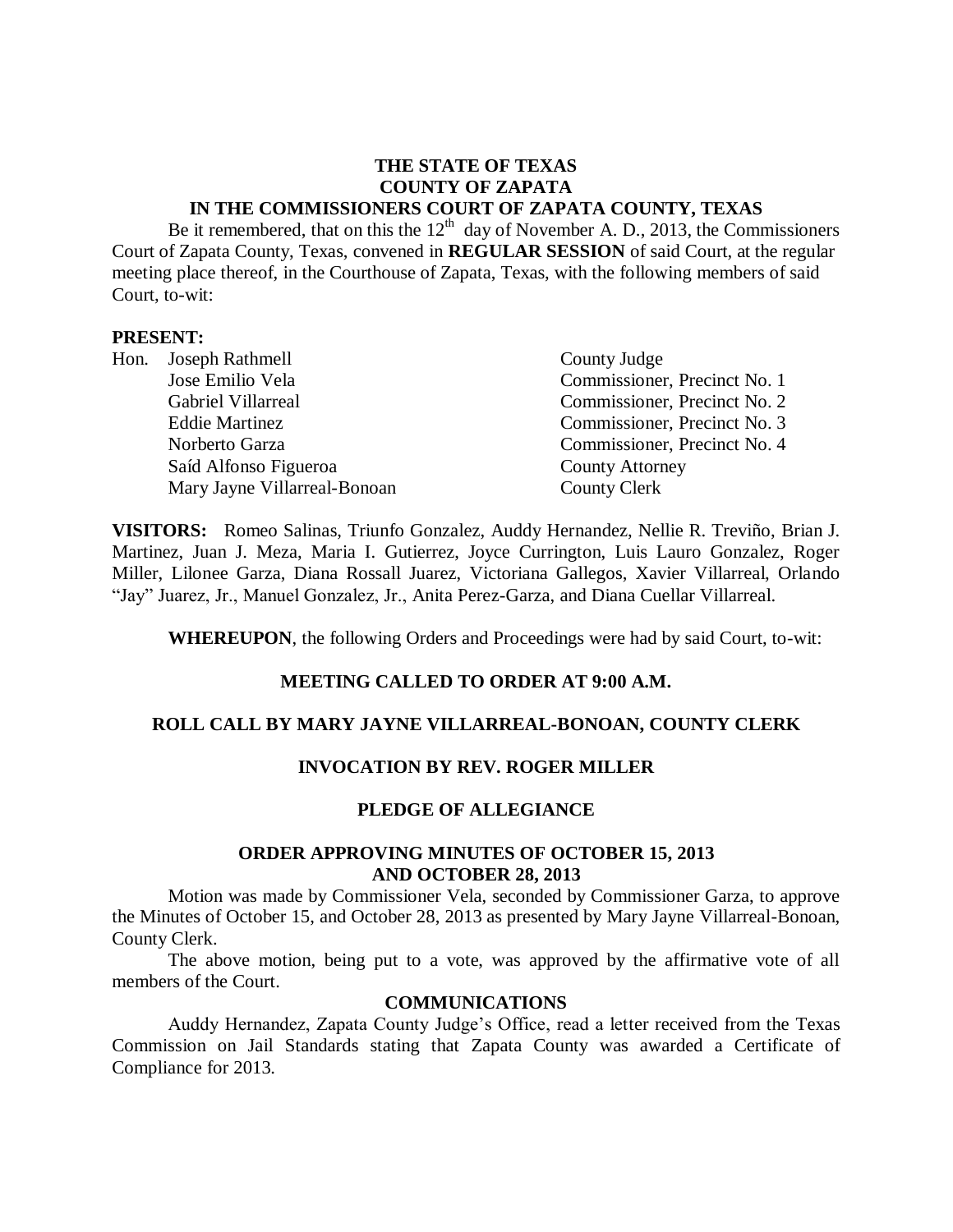**THE STATE OF TEXAS**
**COUNTY OF ZAPATA**
**IN THE COMMISSIONERS COURT OF ZAPATA COUNTY, TEXAS**

Be it remembered, that on this the 12th day of November A. D., 2013, the Commissioners Court of Zapata County, Texas, convened in **REGULAR SESSION** of said Court, at the regular meeting place thereof, in the Courthouse of Zapata, Texas, with the following members of said Court, to-wit:

**PRESENT:**

| | | |
|---|---|---|
| Hon. | Joseph Rathmell | County Judge |
| | Jose Emilio Vela | Commissioner, Precinct No. 1 |
| | Gabriel Villarreal | Commissioner, Precinct No. 2 |
| | Eddie Martinez | Commissioner, Precinct No. 3 |
| | Norberto Garza | Commissioner, Precinct No. 4 |
| | Saíd Alfonso Figueroa | County Attorney |
| | Mary Jayne Villarreal-Bonoan | County Clerk |

**VISITORS:** Romeo Salinas, Triunfo Gonzalez, Auddy Hernandez, Nellie R. Treviño, Brian J. Martinez, Juan J. Meza, Maria I. Gutierrez, Joyce Currington, Luis Lauro Gonzalez, Roger Miller, Lilonee Garza, Diana Rossall Juarez, Victoriana Gallegos, Xavier Villarreal, Orlando "Jay" Juarez, Jr., Manuel Gonzalez, Jr., Anita Perez-Garza, and Diana Cuellar Villarreal.

**WHEREUPON**, the following Orders and Proceedings were had by said Court, to-wit:

**MEETING CALLED TO ORDER AT 9:00 A.M.**

**ROLL CALL BY MARY JAYNE VILLARREAL-BONOAN, COUNTY CLERK**

**INVOCATION BY REV. ROGER MILLER**

**PLEDGE OF ALLEGIANCE**

**ORDER APPROVING MINUTES OF OCTOBER 15, 2013 AND OCTOBER 28, 2013**

Motion was made by Commissioner Vela, seconded by Commissioner Garza, to approve the Minutes of October 15, and October 28, 2013 as presented by Mary Jayne Villarreal-Bonoan, County Clerk.

The above motion, being put to a vote, was approved by the affirmative vote of all members of the Court.

**COMMUNICATIONS**

Auddy Hernandez, Zapata County Judge's Office, read a letter received from the Texas Commission on Jail Standards stating that Zapata County was awarded a Certificate of Compliance for 2013.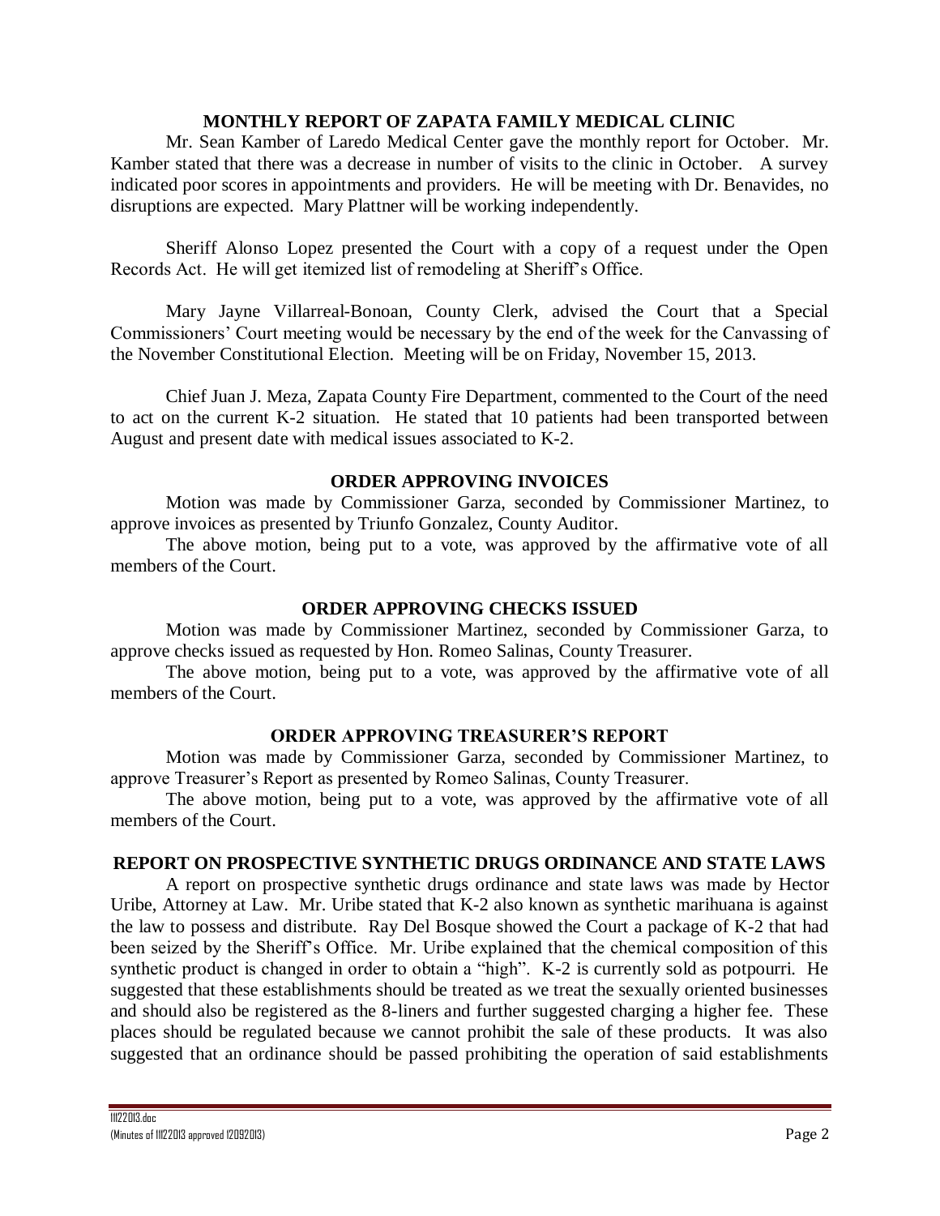## MONTHLY REPORT OF ZAPATA FAMILY MEDICAL CLINIC

Mr. Sean Kamber of Laredo Medical Center gave the monthly report for October. Mr. Kamber stated that there was a decrease in number of visits to the clinic in October. A survey indicated poor scores in appointments and providers. He will be meeting with Dr. Benavides, no disruptions are expected. Mary Plattner will be working independently.

Sheriff Alonso Lopez presented the Court with a copy of a request under the Open Records Act. He will get itemized list of remodeling at Sheriff's Office.

Mary Jayne Villarreal-Bonoan, County Clerk, advised the Court that a Special Commissioners' Court meeting would be necessary by the end of the week for the Canvassing of the November Constitutional Election. Meeting will be on Friday, November 15, 2013.

Chief Juan J. Meza, Zapata County Fire Department, commented to the Court of the need to act on the current K-2 situation. He stated that 10 patients had been transported between August and present date with medical issues associated to K-2.

## ORDER APPROVING INVOICES

Motion was made by Commissioner Garza, seconded by Commissioner Martinez, to approve invoices as presented by Triunfo Gonzalez, County Auditor.

The above motion, being put to a vote, was approved by the affirmative vote of all members of the Court.

## ORDER APPROVING CHECKS ISSUED

Motion was made by Commissioner Martinez, seconded by Commissioner Garza, to approve checks issued as requested by Hon. Romeo Salinas, County Treasurer.

The above motion, being put to a vote, was approved by the affirmative vote of all members of the Court.

## ORDER APPROVING TREASURER'S REPORT

Motion was made by Commissioner Garza, seconded by Commissioner Martinez, to approve Treasurer's Report as presented by Romeo Salinas, County Treasurer.

The above motion, being put to a vote, was approved by the affirmative vote of all members of the Court.

## REPORT ON PROSPECTIVE SYNTHETIC DRUGS ORDINANCE AND STATE LAWS

A report on prospective synthetic drugs ordinance and state laws was made by Hector Uribe, Attorney at Law. Mr. Uribe stated that K-2 also known as synthetic marihuana is against the law to possess and distribute. Ray Del Bosque showed the Court a package of K-2 that had been seized by the Sheriff's Office. Mr. Uribe explained that the chemical composition of this synthetic product is changed in order to obtain a "high". K-2 is currently sold as potpourri. He suggested that these establishments should be treated as we treat the sexually oriented businesses and should also be registered as the 8-liners and further suggested charging a higher fee. These places should be regulated because we cannot prohibit the sale of these products. It was also suggested that an ordinance should be passed prohibiting the operation of said establishments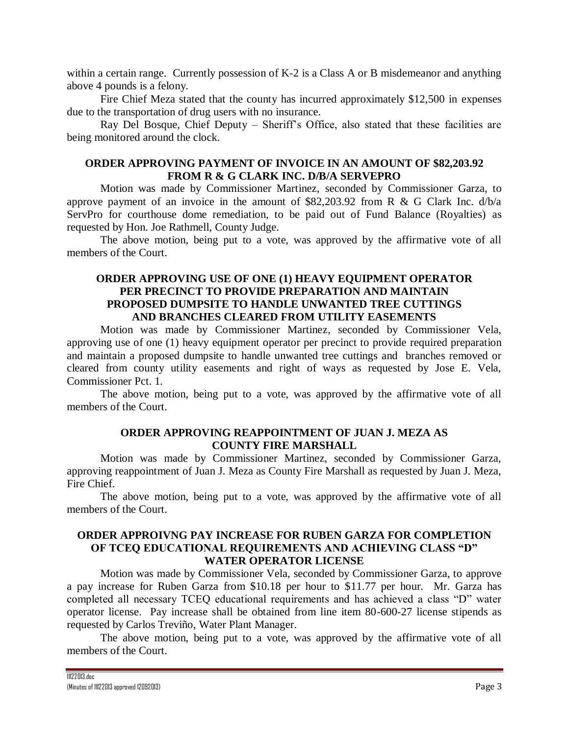within a certain range. Currently possession of K-2 is a Class A or B misdemeanor and anything above 4 pounds is a felony.

Fire Chief Meza stated that the county has incurred approximately $12,500 in expenses due to the transportation of drug users with no insurance.

Ray Del Bosque, Chief Deputy – Sheriff's Office, also stated that these facilities are being monitored around the clock.

**ORDER APPROVING PAYMENT OF INVOICE IN AN AMOUNT OF $82,203.92 FROM R & G CLARK INC. D/B/A SERVEPRO**

Motion was made by Commissioner Martinez, seconded by Commissioner Garza, to approve payment of an invoice in the amount of $82,203.92 from R & G Clark Inc. d/b/a ServPro for courthouse dome remediation, to be paid out of Fund Balance (Royalties) as requested by Hon. Joe Rathmell, County Judge.

The above motion, being put to a vote, was approved by the affirmative vote of all members of the Court.

**ORDER APPROVING USE OF ONE (1) HEAVY EQUIPMENT OPERATOR PER PRECINCT TO PROVIDE PREPARATION AND MAINTAIN PROPOSED DUMPSITE TO HANDLE UNWANTED TREE CUTTINGS AND BRANCHES CLEARED FROM UTILITY EASEMENTS**

Motion was made by Commissioner Martinez, seconded by Commissioner Vela, approving use of one (1) heavy equipment operator per precinct to provide required preparation and maintain a proposed dumpsite to handle unwanted tree cuttings and branches removed or cleared from county utility easements and right of ways as requested by Jose E. Vela, Commissioner Pct. 1.

The above motion, being put to a vote, was approved by the affirmative vote of all members of the Court.

**ORDER APPROVING REAPPOINTMENT OF JUAN J. MEZA AS COUNTY FIRE MARSHALL**

Motion was made by Commissioner Martinez, seconded by Commissioner Garza, approving reappointment of Juan J. Meza as County Fire Marshall as requested by Juan J. Meza, Fire Chief.

The above motion, being put to a vote, was approved by the affirmative vote of all members of the Court.

**ORDER APPROIVNG PAY INCREASE FOR RUBEN GARZA FOR COMPLETION OF TCEQ EDUCATIONAL REQUIREMENTS AND ACHIEVING CLASS "D" WATER OPERATOR LICENSE**

Motion was made by Commissioner Vela, seconded by Commissioner Garza, to approve a pay increase for Ruben Garza from $10.18 per hour to $11.77 per hour. Mr. Garza has completed all necessary TCEQ educational requirements and has achieved a class "D" water operator license. Pay increase shall be obtained from line item 80-600-27 license stipends as requested by Carlos Treviño, Water Plant Manager.

The above motion, being put to a vote, was approved by the affirmative vote of all members of the Court.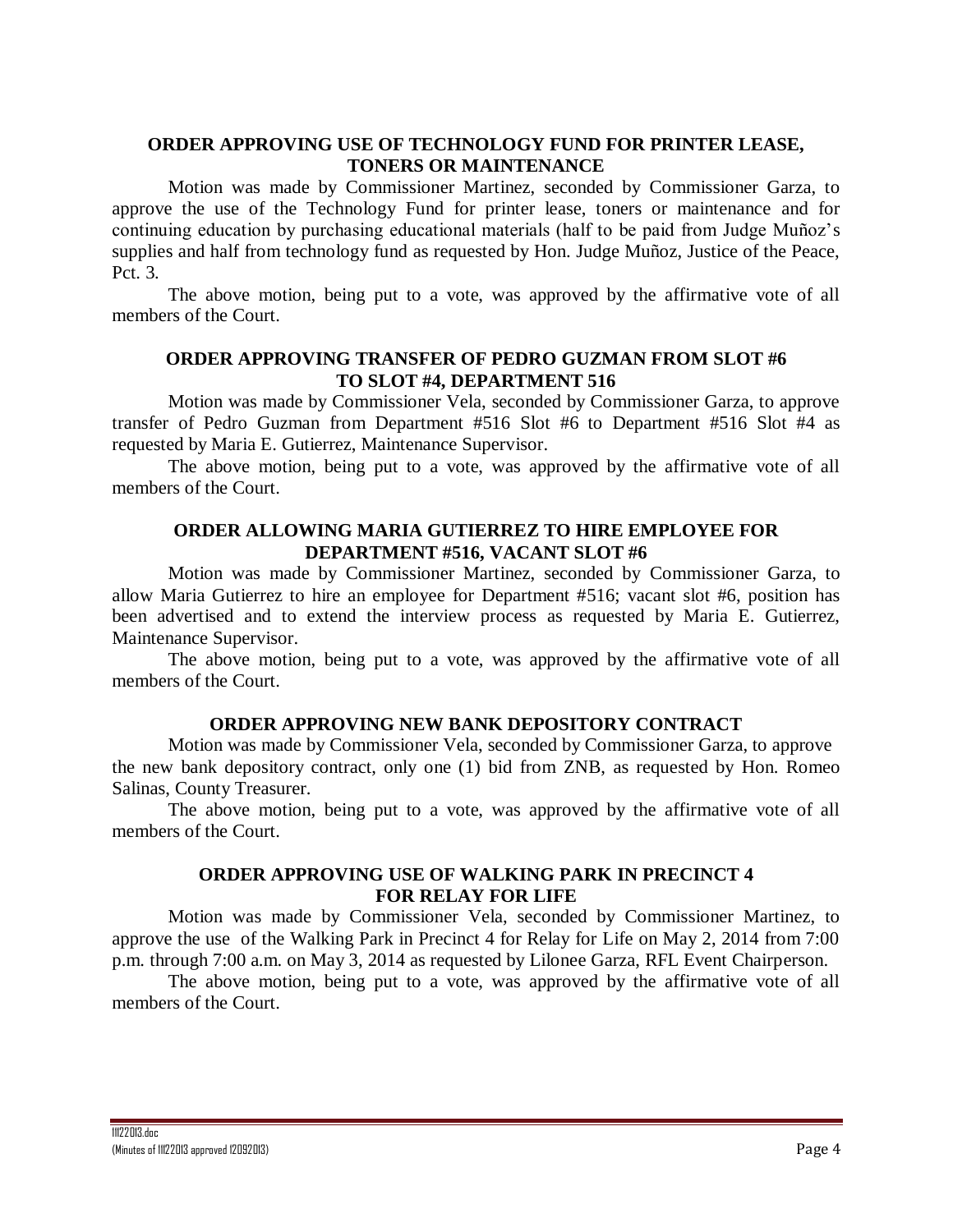### ORDER APPROVING USE OF TECHNOLOGY FUND FOR PRINTER LEASE, TONERS OR MAINTENANCE

Motion was made by Commissioner Martinez, seconded by Commissioner Garza, to approve the use of the Technology Fund for printer lease, toners or maintenance and for continuing education by purchasing educational materials (half to be paid from Judge Muñoz's supplies and half from technology fund as requested by Hon. Judge Muñoz, Justice of the Peace, Pct. 3.

The above motion, being put to a vote, was approved by the affirmative vote of all members of the Court.

### ORDER APPROVING TRANSFER OF PEDRO GUZMAN FROM SLOT #6 TO SLOT #4, DEPARTMENT 516

Motion was made by Commissioner Vela, seconded by Commissioner Garza, to approve transfer of Pedro Guzman from Department #516 Slot #6 to Department #516 Slot #4 as requested by Maria E. Gutierrez, Maintenance Supervisor.

The above motion, being put to a vote, was approved by the affirmative vote of all members of the Court.

### ORDER ALLOWING MARIA GUTIERREZ TO HIRE EMPLOYEE FOR DEPARTMENT #516, VACANT SLOT #6

Motion was made by Commissioner Martinez, seconded by Commissioner Garza, to allow Maria Gutierrez to hire an employee for Department #516; vacant slot #6, position has been advertised and to extend the interview process as requested by Maria E. Gutierrez, Maintenance Supervisor.

The above motion, being put to a vote, was approved by the affirmative vote of all members of the Court.

### ORDER APPROVING NEW BANK DEPOSITORY CONTRACT

Motion was made by Commissioner Vela, seconded by Commissioner Garza, to approve the new bank depository contract, only one (1) bid from ZNB, as requested by Hon. Romeo Salinas, County Treasurer.

The above motion, being put to a vote, was approved by the affirmative vote of all members of the Court.

### ORDER APPROVING USE OF WALKING PARK IN PRECINCT 4 FOR RELAY FOR LIFE

Motion was made by Commissioner Vela, seconded by Commissioner Martinez, to approve the use of the Walking Park in Precinct 4 for Relay for Life on May 2, 2014 from 7:00 p.m. through 7:00 a.m. on May 3, 2014 as requested by Lilonee Garza, RFL Event Chairperson.

The above motion, being put to a vote, was approved by the affirmative vote of all members of the Court.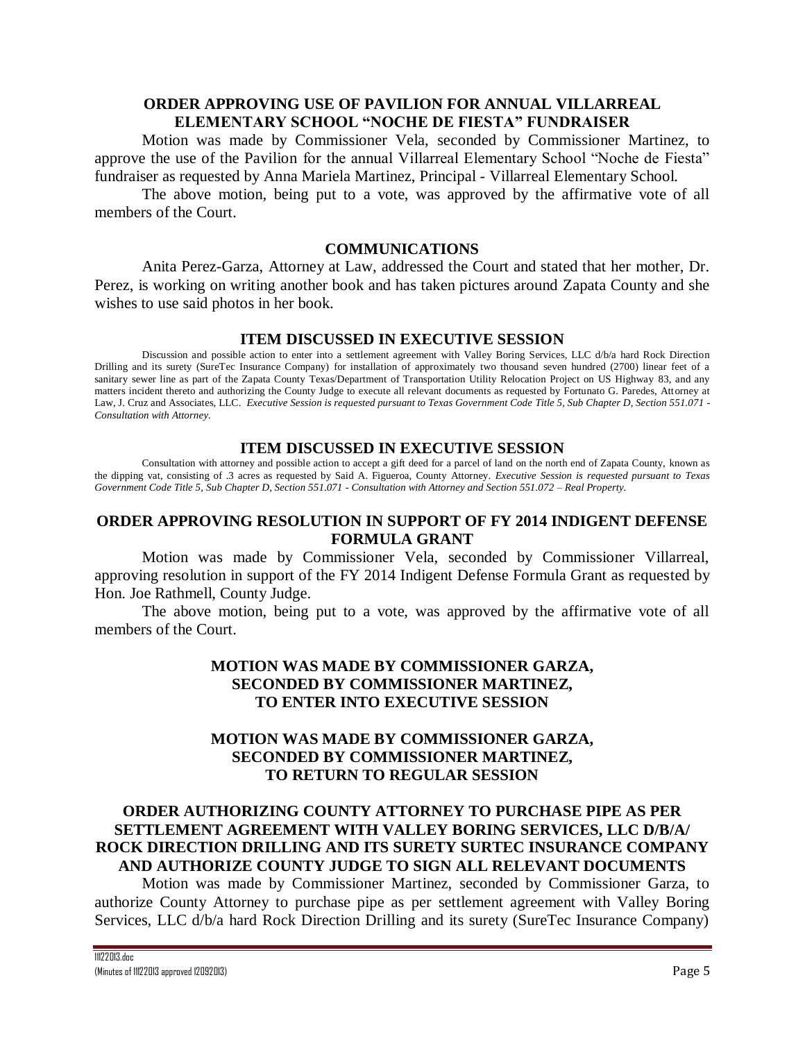## ORDER APPROVING USE OF PAVILION FOR ANNUAL VILLARREAL ELEMENTARY SCHOOL "NOCHE DE FIESTA" FUNDRAISER

Motion was made by Commissioner Vela, seconded by Commissioner Martinez, to approve the use of the Pavilion for the annual Villarreal Elementary School "Noche de Fiesta" fundraiser as requested by Anna Mariela Martinez, Principal - Villarreal Elementary School.

The above motion, being put to a vote, was approved by the affirmative vote of all members of the Court.

## COMMUNICATIONS

Anita Perez-Garza, Attorney at Law, addressed the Court and stated that her mother, Dr. Perez, is working on writing another book and has taken pictures around Zapata County and she wishes to use said photos in her book.

## ITEM DISCUSSED IN EXECUTIVE SESSION

Discussion and possible action to enter into a settlement agreement with Valley Boring Services, LLC d/b/a hard Rock Direction Drilling and its surety (SureTec Insurance Company) for installation of approximately two thousand seven hundred (2700) linear feet of a sanitary sewer line as part of the Zapata County Texas/Department of Transportation Utility Relocation Project on US Highway 83, and any matters incident thereto and authorizing the County Judge to execute all relevant documents as requested by Fortunato G. Paredes, Attorney at Law, J. Cruz and Associates, LLC. *Executive Session is requested pursuant to Texas Government Code Title 5, Sub Chapter D, Section 551.071 - Consultation with Attorney.*

## ITEM DISCUSSED IN EXECUTIVE SESSION

Consultation with attorney and possible action to accept a gift deed for a parcel of land on the north end of Zapata County, known as the dipping vat, consisting of .3 acres as requested by Said A. Figueroa, County Attorney. *Executive Session is requested pursuant to Texas Government Code Title 5, Sub Chapter D, Section 551.071 - Consultation with Attorney and Section 551.072 – Real Property.*

## ORDER APPROVING RESOLUTION IN SUPPORT OF FY 2014 INDIGENT DEFENSE FORMULA GRANT

Motion was made by Commissioner Vela, seconded by Commissioner Villarreal, approving resolution in support of the FY 2014 Indigent Defense Formula Grant as requested by Hon. Joe Rathmell, County Judge.

The above motion, being put to a vote, was approved by the affirmative vote of all members of the Court.

## MOTION WAS MADE BY COMMISSIONER GARZA, SECONDED BY COMMISSIONER MARTINEZ, TO ENTER INTO EXECUTIVE SESSION

## MOTION WAS MADE BY COMMISSIONER GARZA, SECONDED BY COMMISSIONER MARTINEZ, TO RETURN TO REGULAR SESSION

## ORDER AUTHORIZING COUNTY ATTORNEY TO PURCHASE PIPE AS PER SETTLEMENT AGREEMENT WITH VALLEY BORING SERVICES, LLC D/B/A/ ROCK DIRECTION DRILLING AND ITS SURETY SURTEC INSURANCE COMPANY AND AUTHORIZE COUNTY JUDGE TO SIGN ALL RELEVANT DOCUMENTS

Motion was made by Commissioner Martinez, seconded by Commissioner Garza, to authorize County Attorney to purchase pipe as per settlement agreement with Valley Boring Services, LLC d/b/a hard Rock Direction Drilling and its surety (SureTec Insurance Company)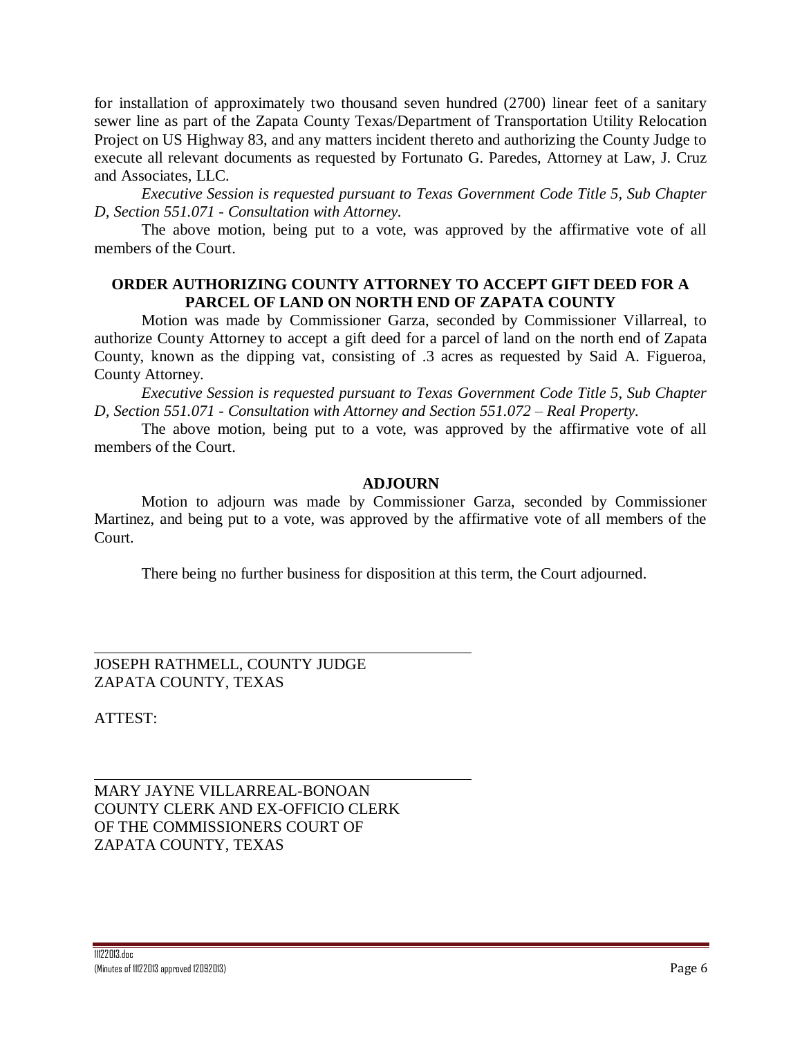for installation of approximately two thousand seven hundred (2700) linear feet of a sanitary sewer line as part of the Zapata County Texas/Department of Transportation Utility Relocation Project on US Highway 83, and any matters incident thereto and authorizing the County Judge to execute all relevant documents as requested by Fortunato G. Paredes, Attorney at Law, J. Cruz and Associates, LLC.

*Executive Session is requested pursuant to Texas Government Code Title 5, Sub Chapter D, Section 551.071 - Consultation with Attorney.*

The above motion, being put to a vote, was approved by the affirmative vote of all members of the Court.

**ORDER AUTHORIZING COUNTY ATTORNEY TO ACCEPT GIFT DEED FOR A PARCEL OF LAND ON NORTH END OF ZAPATA COUNTY**

Motion was made by Commissioner Garza, seconded by Commissioner Villarreal, to authorize County Attorney to accept a gift deed for a parcel of land on the north end of Zapata County, known as the dipping vat, consisting of .3 acres as requested by Said A. Figueroa, County Attorney.

*Executive Session is requested pursuant to Texas Government Code Title 5, Sub Chapter D, Section 551.071 - Consultation with Attorney and Section 551.072 – Real Property.*

The above motion, being put to a vote, was approved by the affirmative vote of all members of the Court.

**ADJOURN**

Motion to adjourn was made by Commissioner Garza, seconded by Commissioner Martinez, and being put to a vote, was approved by the affirmative vote of all members of the Court.

There being no further business for disposition at this term, the Court adjourned.

JOSEPH RATHMELL, COUNTY JUDGE
ZAPATA COUNTY, TEXAS

ATTEST:

MARY JAYNE VILLARREAL-BONOAN
COUNTY CLERK AND EX-OFFICIO CLERK
OF THE COMMISSIONERS COURT OF
ZAPATA COUNTY, TEXAS

11122013.doc
(Minutes of 11122013 approved 12092013)